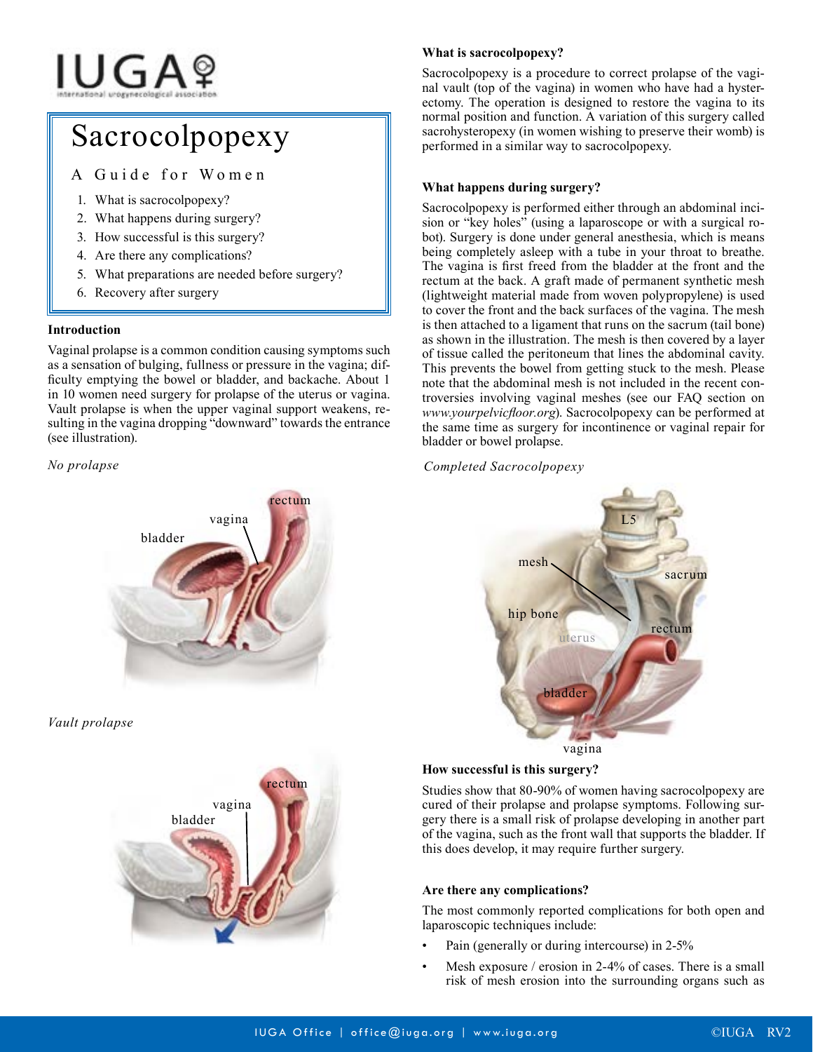# Sacrocolpopexy

A Guide for Women

1. What is sacrocolpopexy?
2. What happens during surgery?
3. How successful is this surgery?
4. Are there any complications?
5. What preparations are needed before surgery?
6. Recovery after surgery

### Introduction

Vaginal prolapse is a common condition causing symptoms such as a sensation of bulging, fullness or pressure in the vagina; difficulty emptying the bowel or bladder, and backache. About 1 in 10 women need surgery for prolapse of the uterus or vagina. Vault prolapse is when the upper vaginal support weakens, resulting in the vagina dropping "downward" towards the entrance (see illustration).

*No prolapse*

*Vault prolapse*

### What is sacrocolpopexy?

Sacrocolpopexy is a procedure to correct prolapse of the vaginal vault (top of the vagina) in women who have had a hysterectomy. The operation is designed to restore the vagina to its normal position and function. A variation of this surgery called sacrohysteropexy (in women wishing to preserve their womb) is performed in a similar way to sacrocolpopexy.

### What happens during surgery?

Sacrocolpopexy is performed either through an abdominal incision or "key holes" (using a laparoscope or with a surgical robot). Surgery is done under general anesthesia, which is means being completely asleep with a tube in your throat to breathe. The vagina is first freed from the bladder at the front and the rectum at the back. A graft made of permanent synthetic mesh (lightweight material made from woven polypropylene) is used to cover the front and the back surfaces of the vagina. The mesh is then attached to a ligament that runs on the sacrum (tail bone) as shown in the illustration. The mesh is then covered by a layer of tissue called the peritoneum that lines the abdominal cavity. This prevents the bowel from getting stuck to the mesh. Please note that the abdominal mesh is not included in the recent controversies involving vaginal meshes (see our FAQ section on *www.yourpelvicfloor.org*). Sacrocolpopexy can be performed at the same time as surgery for incontinence or vaginal repair for bladder or bowel prolapse.

*Completed Sacrocolpopexy*

### How successful is this surgery?

Studies show that 80-90% of women having sacrocolpopexy are cured of their prolapse and prolapse symptoms. Following surgery there is a small risk of prolapse developing in another part of the vagina, such as the front wall that supports the bladder. If this does develop, it may require further surgery.

### Are there any complications?

The most commonly reported complications for both open and laparoscopic techniques include:

- Pain (generally or during intercourse) in 2-5%
- Mesh exposure / erosion in 2-4% of cases. There is a small risk of mesh erosion into the surrounding organs such as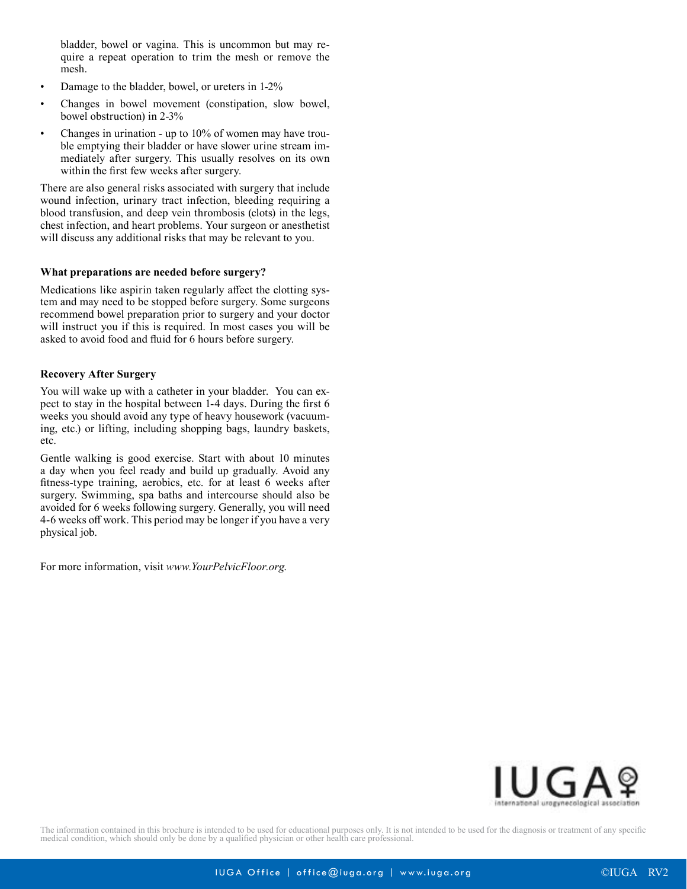bladder, bowel or vagina. This is uncommon but may require a repeat operation to trim the mesh or remove the mesh.

- Damage to the bladder, bowel, or ureters in 1-2%
- Changes in bowel movement (constipation, slow bowel, bowel obstruction) in 2-3%
- Changes in urination - up to 10% of women may have trouble emptying their bladder or have slower urine stream immediately after surgery. This usually resolves on its own within the first few weeks after surgery.

There are also general risks associated with surgery that include wound infection, urinary tract infection, bleeding requiring a blood transfusion, and deep vein thrombosis (clots) in the legs, chest infection, and heart problems. Your surgeon or anesthetist will discuss any additional risks that may be relevant to you.

**What preparations are needed before surgery?**

Medications like aspirin taken regularly affect the clotting system and may need to be stopped before surgery. Some surgeons recommend bowel preparation prior to surgery and your doctor will instruct you if this is required. In most cases you will be asked to avoid food and fluid for 6 hours before surgery.

**Recovery After Surgery**

You will wake up with a catheter in your bladder. You can expect to stay in the hospital between 1-4 days. During the first 6 weeks you should avoid any type of heavy housework (vacuuming, etc.) or lifting, including shopping bags, laundry baskets, etc.

Gentle walking is good exercise. Start with about 10 minutes a day when you feel ready and build up gradually. Avoid any fitness-type training, aerobics, etc. for at least 6 weeks after surgery. Swimming, spa baths and intercourse should also be avoided for 6 weeks following surgery. Generally, you will need 4-6 weeks off work. This period may be longer if you have a very physical job.

For more information, visit *www.YourPelvicFloor.org.*

IUGA
international urogynecological association

The information contained in this brochure is intended to be used for educational purposes only. It is not intended to be used for the diagnosis or treatment of any specific medical condition, which should only be done by a qualified physician or other health care professional.

IUGA Office | office@iuga.org | www.iuga.org

©IUGA RV2